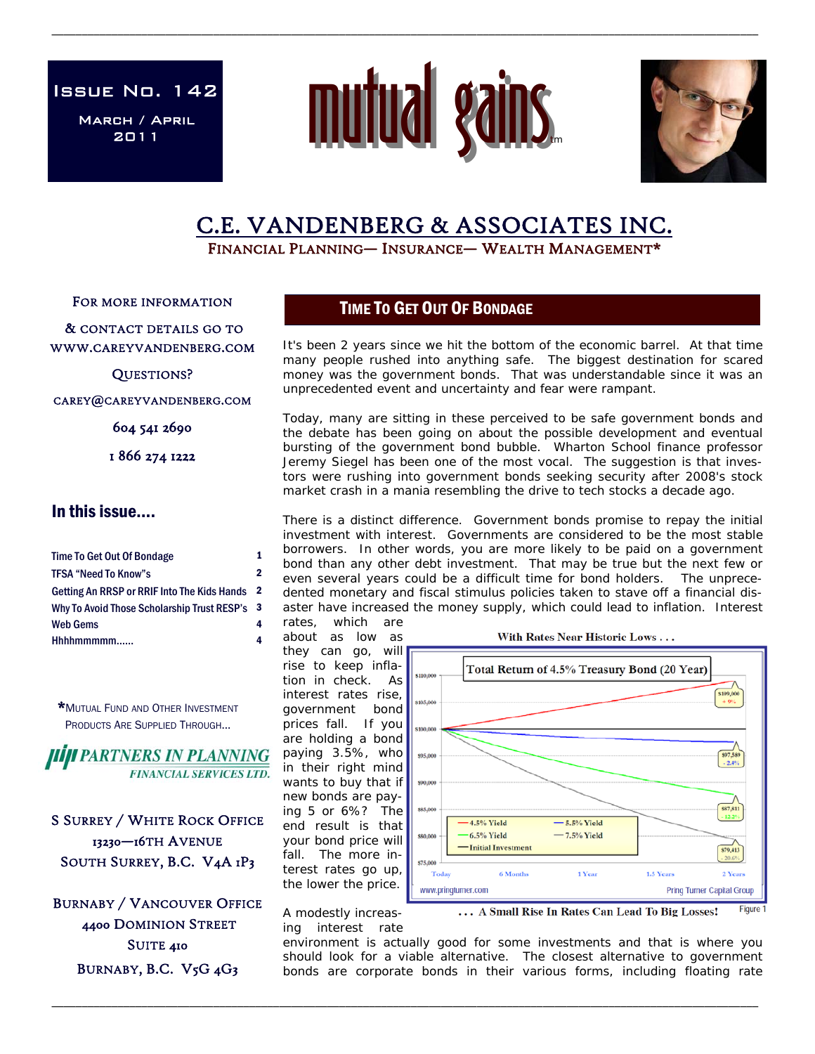Issue No. 142

March / April 2011

# mutual gains™

## C.E. VANDENBERG & ASSOCIATES INC.

FINANCIAL PLANNING— INSURANCE— WEALTH MANAGEMENT*

FOR MORE INFORMATION & CONTACT DETAILS GO TO WWW.CAREYVANDENBERG.COM

QUESTIONS?

CAREY@CAREYVANDENBERG.COM

604 541 2690

1 866 274 1222

## In this issue....

| | |
|---|---|
| Time To Get Out Of Bondage | 1 |
| TFSA "Need To Know"s | 2 |
| Getting An RRSP or RRIF Into The Kids Hands | 2 |
| Why To Avoid Those Scholarship Trust RESP's | 3 |
| Web Gems | 4 |
| Hhhhmmmmm...... | 4 |

*MUTUAL FUND AND OTHER INVESTMENT PRODUCTS ARE SUPPLIED THROUGH...

PARTNERS IN PLANNING FINANCIAL SERVICES LTD.

S SURREY / WHITE ROCK OFFICE
13230—16TH AVENUE
SOUTH SURREY, B.C. V4A 1P3

BURNABY / VANCOUVER OFFICE
4400 DOMINION STREET
SUITE 410
BURNABY, B.C. V5G 4G3

## TIME TO GET OUT OF BONDAGE

It's been 2 years since we hit the bottom of the economic barrel. At that time many people rushed into anything safe. The biggest destination for scared money was the government bonds. That was understandable since it was an unprecedented event and uncertainty and fear were rampant.

Today, many are sitting in these perceived to be safe government bonds and the debate has been going on about the possible development and eventual bursting of the government bond bubble. Wharton School finance professor Jeremy Siegel has been one of the most vocal. The suggestion is that investors were rushing into government bonds seeking security after 2008's stock market crash in a mania resembling the drive to tech stocks a decade ago.

There is a distinct difference. Government bonds promise to repay the initial investment with interest. Governments are considered to be the most stable borrowers. In other words, you are more likely to be paid on a government bond than any other debt investment. That may be true but the next few or even several years could be a difficult time for bond holders. The unprecedented monetary and fiscal stimulus policies taken to stave off a financial disaster have increased the money supply, which could lead to inflation. Interest rates, which are about as low as they can go, will rise to keep inflation in check. As interest rates rise, government bond prices fall. If you are holding a bond paying 3.5%, who in their right mind wants to buy that if new bonds are paying 5 or 6%? The end result is that your bond price will fall. The more interest rates go up, the lower the price.

With Rates Near Historic Lows . . .

Total Return of 4.5% Treasury Bond (20 Year)

| | Today | 2 Years |
|---|---|---|
| 4.5% Yield | $100,000 | $109,000 (+9%) |
| 5.5% Yield | $100,000 | $97,589 (-2.4%) |
| 6.5% Yield | $100,000 | $87,811 (-12.2%) |
| 7.5% Yield | $100,000 | $79,413 (-20.6%) |

www.pringturner.com — Pring Turner Capital Group

. . . A Small Rise In Rates Can Lead To Big Losses!

Figure 1

A modestly increasing interest rate environment is actually good for some investments and that is where you should look for a viable alternative. The closest alternative to government bonds are corporate bonds in their various forms, including floating rate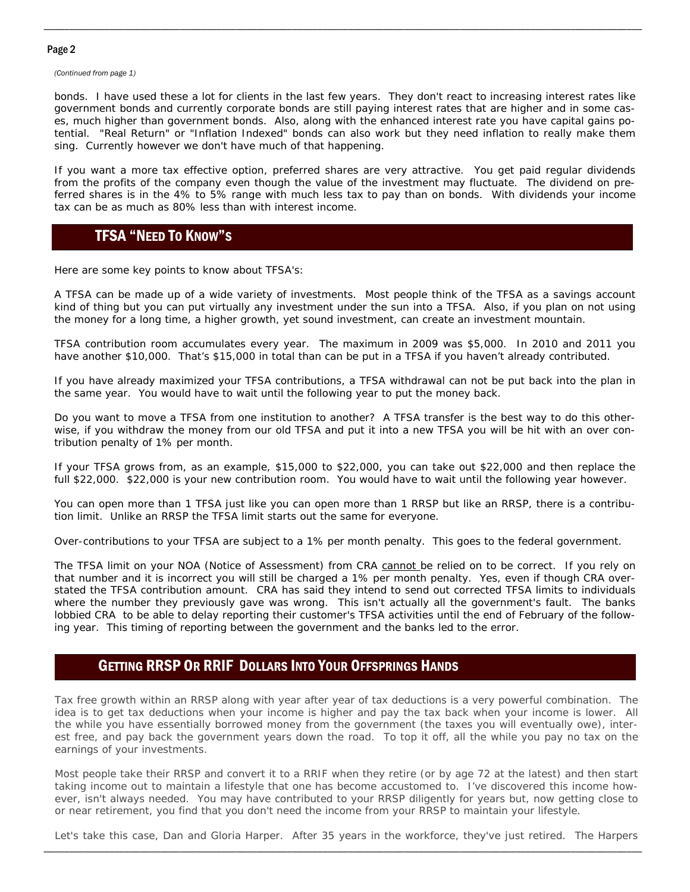*(Continued from page 1)*

bonds. I have used these a lot for clients in the last few years. They don't react to increasing interest rates like government bonds and currently corporate bonds are still paying interest rates that are higher and in some cases, much higher than government bonds. Also, along with the enhanced interest rate you have capital gains potential. "Real Return" or "Inflation Indexed" bonds can also work but they need inflation to really make them sing. Currently however we don't have much of that happening.

If you want a more tax effective option, preferred shares are very attractive. You get paid regular dividends from the profits of the company even though the value of the investment may fluctuate. The dividend on preferred shares is in the 4% to 5% range with much less tax to pay than on bonds. With dividends your income tax can be as much as 80% less than with interest income.

## TFSA "Need To Know"s

Here are some key points to know about TFSA's:

A TFSA can be made up of a wide variety of investments. Most people think of the TFSA as a savings account kind of thing but you can put virtually any investment under the sun into a TFSA. Also, if you plan on not using the money for a long time, a higher growth, yet sound investment, can create an investment mountain.

TFSA contribution room accumulates every year. The maximum in 2009 was $5,000. In 2010 and 2011 you have another $10,000. That's $15,000 in total than can be put in a TFSA if you haven't already contributed.

If you have already maximized your TFSA contributions, a TFSA withdrawal can not be put back into the plan in the same year. You would have to wait until the following year to put the money back.

Do you want to move a TFSA from one institution to another? A TFSA transfer is the best way to do this otherwise, if you withdraw the money from our old TFSA and put it into a new TFSA you will be hit with an over contribution penalty of 1% per month.

If your TFSA grows from, as an example, $15,000 to $22,000, you can take out $22,000 and then replace the full $22,000. $22,000 is your new contribution room. You would have to wait until the following year however.

You can open more than 1 TFSA just like you can open more than 1 RRSP but like an RRSP, there is a contribution limit. Unlike an RRSP the TFSA limit starts out the same for everyone.

Over-contributions to your TFSA are subject to a 1% per month penalty. This goes to the federal government.

The TFSA limit on your NOA (Notice of Assessment) from CRA <u>cannot</u> be relied on to be correct. If you rely on that number and it is incorrect you will still be charged a 1% per month penalty. Yes, even if though CRA overstated the TFSA contribution amount. CRA has said they intend to send out corrected TFSA limits to individuals where the number they previously gave was wrong. This isn't actually all the government's fault. The banks lobbied CRA to be able to delay reporting their customer's TFSA activities until the end of February of the following year. This timing of reporting between the government and the banks led to the error.

## Getting RRSP Or RRIF Dollars Into Your Offsprings Hands

Tax free growth within an RRSP along with year after year of tax deductions is a very powerful combination. The idea is to get tax deductions when your income is higher and pay the tax back when your income is lower. All the while you have essentially borrowed money from the government (the taxes you will eventually owe), interest free, and pay back the government years down the road. To top it off, all the while you pay no tax on the earnings of your investments.

Most people take their RRSP and convert it to a RRIF when they retire (or by age 72 at the latest) and then start taking income out to maintain a lifestyle that one has become accustomed to. I've discovered this income however, isn't always needed. You may have contributed to your RRSP diligently for years but, now getting close to or near retirement, you find that you don't need the income from your RRSP to maintain your lifestyle.

Let's take this case, Dan and Gloria Harper. After 35 years in the workforce, they've just retired. The Harpers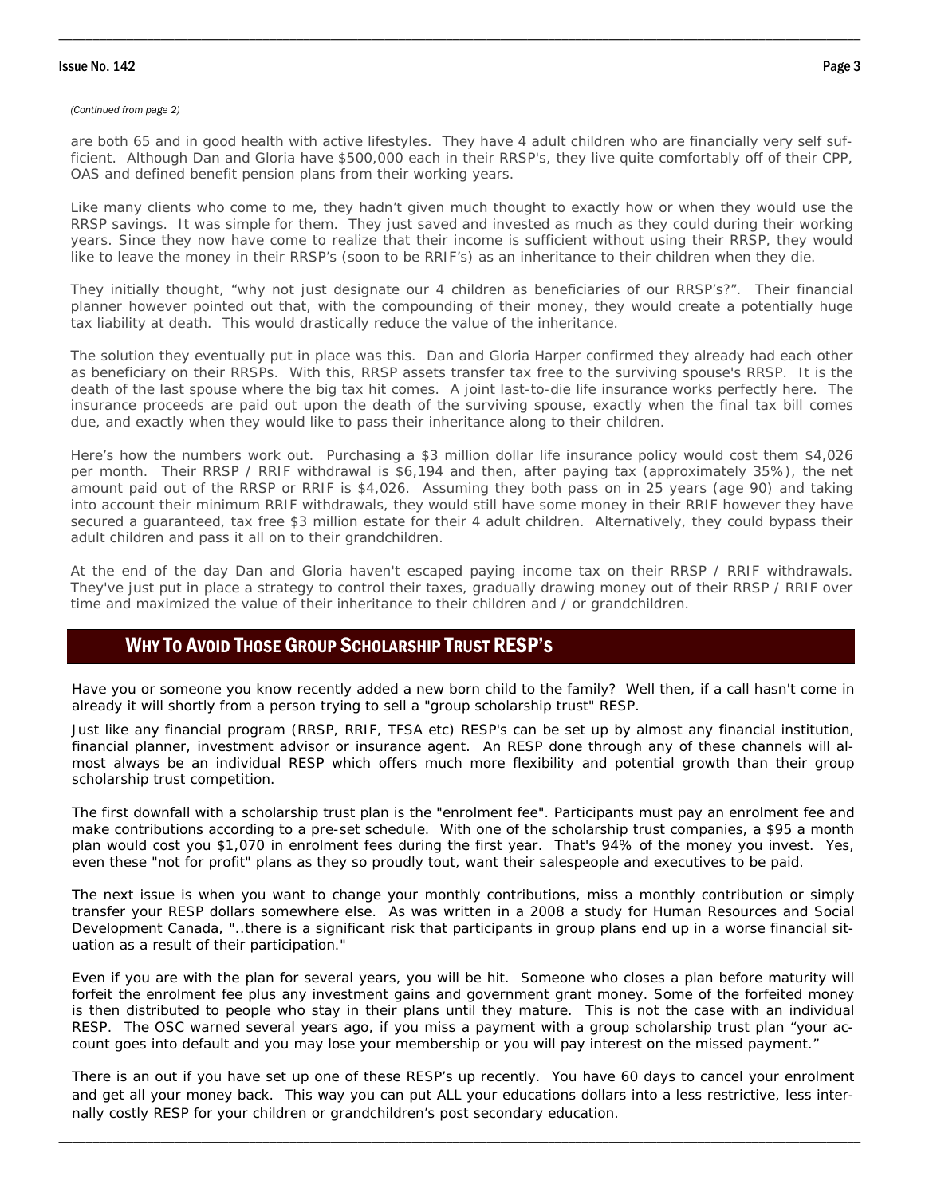*(Continued from page 2)*

are both 65 and in good health with active lifestyles. They have 4 adult children who are financially very self sufficient. Although Dan and Gloria have $500,000 each in their RRSP's, they live quite comfortably off of their CPP, OAS and defined benefit pension plans from their working years.

Like many clients who come to me, they hadn't given much thought to exactly how or when they would use the RRSP savings. It was simple for them. They just saved and invested as much as they could during their working years. Since they now have come to realize that their income is sufficient without using their RRSP, they would like to leave the money in their RRSP's (soon to be RRIF's) as an inheritance to their children when they die.

They initially thought, "why not just designate our 4 children as beneficiaries of our RRSP's?". Their financial planner however pointed out that, with the compounding of their money, they would create a potentially huge tax liability at death. This would drastically reduce the value of the inheritance.

The solution they eventually put in place was this. Dan and Gloria Harper confirmed they already had each other as beneficiary on their RRSPs. With this, RRSP assets transfer tax free to the surviving spouse's RRSP. It is the death of the last spouse where the big tax hit comes. A joint last-to-die life insurance works perfectly here. The insurance proceeds are paid out upon the death of the surviving spouse, exactly when the final tax bill comes due, and exactly when they would like to pass their inheritance along to their children.

Here's how the numbers work out. Purchasing a $3 million dollar life insurance policy would cost them $4,026 per month. Their RRSP / RRIF withdrawal is $6,194 and then, after paying tax (approximately 35%), the net amount paid out of the RRSP or RRIF is $4,026. Assuming they both pass on in 25 years (age 90) and taking into account their minimum RRIF withdrawals, they would still have some money in their RRIF however they have secured a guaranteed, tax free $3 million estate for their 4 adult children. Alternatively, they could bypass their adult children and pass it all on to their grandchildren.

At the end of the day Dan and Gloria haven't escaped paying income tax on their RRSP / RRIF withdrawals. They've just put in place a strategy to control their taxes, gradually drawing money out of their RRSP / RRIF over time and maximized the value of their inheritance to their children and / or grandchildren.

## Why To Avoid Those Group Scholarship Trust RESP's

Have you or someone you know recently added a new born child to the family? Well then, if a call hasn't come in already it will shortly from a person trying to sell a "group scholarship trust" RESP.

Just like any financial program (RRSP, RRIF, TFSA etc) RESP's can be set up by almost any financial institution, financial planner, investment advisor or insurance agent. An RESP done through any of these channels will almost always be an individual RESP which offers much more flexibility and potential growth than their group scholarship trust competition.

The first downfall with a scholarship trust plan is the "enrolment fee". Participants must pay an enrolment fee and make contributions according to a pre-set schedule. With one of the scholarship trust companies, a $95 a month plan would cost you $1,070 in enrolment fees during the first year. That's 94% of the money you invest. Yes, even these "not for profit" plans as they so proudly tout, want their salespeople and executives to be paid.

The next issue is when you want to change your monthly contributions, miss a monthly contribution or simply transfer your RESP dollars somewhere else. As was written in a 2008 a study for Human Resources and Social Development Canada, "..there is a significant risk that participants in group plans end up in a worse financial situation as a result of their participation."

Even if you are with the plan for several years, you will be hit. Someone who closes a plan before maturity will forfeit the enrolment fee plus any investment gains and government grant money. Some of the forfeited money is then distributed to people who stay in their plans until they mature. This is not the case with an individual RESP. The OSC warned several years ago, if you miss a payment with a group scholarship trust plan "your account goes into default and you may lose your membership or you will pay interest on the missed payment."

There is an out if you have set up one of these RESP's up recently. You have 60 days to cancel your enrolment and get all your money back. This way you can put ALL your educations dollars into a less restrictive, less internally costly RESP for your children or grandchildren's post secondary education.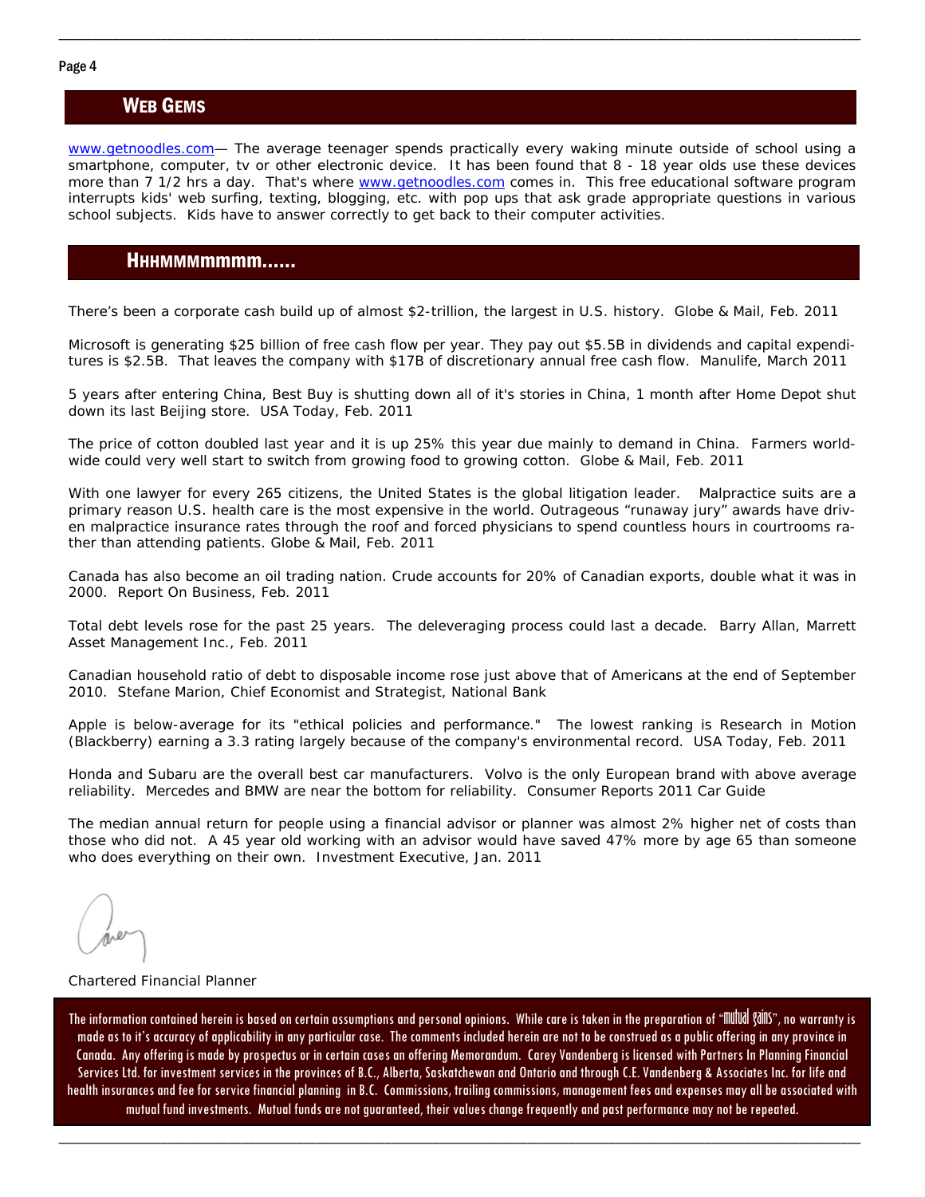## Web Gems

www.getnoodles.com— The average teenager spends practically every waking minute outside of school using a smartphone, computer, tv or other electronic device. It has been found that 8 - 18 year olds use these devices more than 7 1/2 hrs a day. That's where www.getnoodles.com comes in. This free educational software program interrupts kids' web surfing, texting, blogging, etc. with pop ups that ask grade appropriate questions in various school subjects. Kids have to answer correctly to get back to their computer activities.

## Hhhmmmmmmm......

There's been a corporate cash build up of almost $2-trillion, the largest in U.S. history. Globe & Mail, Feb. 2011

Microsoft is generating $25 billion of free cash flow per year. They pay out $5.5B in dividends and capital expenditures is $2.5B. That leaves the company with $17B of discretionary annual free cash flow. Manulife, March 2011

5 years after entering China, Best Buy is shutting down all of it's stories in China, 1 month after Home Depot shut down its last Beijing store. USA Today, Feb. 2011

The price of cotton doubled last year and it is up 25% this year due mainly to demand in China. Farmers worldwide could very well start to switch from growing food to growing cotton. Globe & Mail, Feb. 2011

With one lawyer for every 265 citizens, the United States is the global litigation leader. Malpractice suits are a primary reason U.S. health care is the most expensive in the world. Outrageous "runaway jury" awards have driven malpractice insurance rates through the roof and forced physicians to spend countless hours in courtrooms rather than attending patients. Globe & Mail, Feb. 2011

Canada has also become an oil trading nation. Crude accounts for 20% of Canadian exports, double what it was in 2000. Report On Business, Feb. 2011

Total debt levels rose for the past 25 years. The deleveraging process could last a decade. Barry Allan, Marrett Asset Management Inc., Feb. 2011

Canadian household ratio of debt to disposable income rose just above that of Americans at the end of September 2010. Stefane Marion, Chief Economist and Strategist, National Bank

Apple is below-average for its "ethical policies and performance." The lowest ranking is Research in Motion (Blackberry) earning a 3.3 rating largely because of the company's environmental record. USA Today, Feb. 2011

Honda and Subaru are the overall best car manufacturers. Volvo is the only European brand with above average reliability. Mercedes and BMW are near the bottom for reliability. Consumer Reports 2011 Car Guide

The median annual return for people using a financial advisor or planner was almost 2% higher net of costs than those who did not. A 45 year old working with an advisor would have saved 47% more by age 65 than someone who does everything on their own. Investment Executive, Jan. 2011

Carey

Chartered Financial Planner

The information contained herein is based on certain assumptions and personal opinions. While care is taken in the preparation of "mutual gains", no warranty is made as to it's accuracy of applicability in any particular case. The comments included herein are not to be construed as a public offering in any province in Canada. Any offering is made by prospectus or in certain cases an offering Memorandum. Carey Vandenberg is licensed with Partners In Planning Financial Services Ltd. for investment services in the provinces of B.C., Alberta, Saskatchewan and Ontario and through C.E. Vandenberg & Associates Inc. for life and health insurances and fee for service financial planning in B.C. Commissions, trailing commissions, management fees and expenses may all be associated with mutual fund investments. Mutual funds are not guaranteed, their values change frequently and past performance may not be repeated.